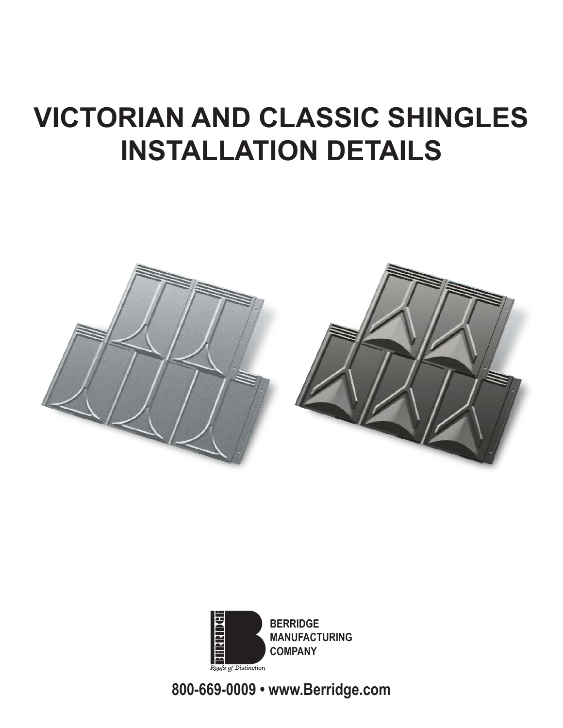# VICTORIAN AND CLASSIC SHINGLES INSTALLATION DETAILS

BERRIDGE MANUFACTURING COMPANY

*Roofs of Distinction*

**800-669-0009 • www.Berridge.com**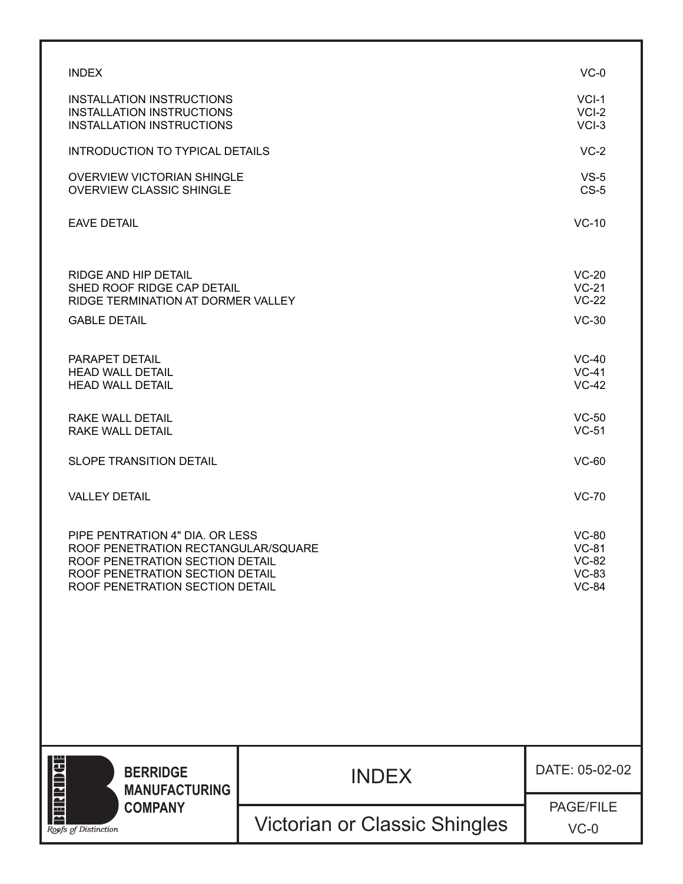# INDEX

| Title | Page |
| --- | --- |
| INDEX | VC-0 |
| INSTALLATION INSTRUCTIONS | VCI-1 |
| INSTALLATION INSTRUCTIONS | VCI-2 |
| INSTALLATION INSTRUCTIONS | VCI-3 |
| INTRODUCTION TO TYPICAL DETAILS | VC-2 |
| OVERVIEW VICTORIAN SHINGLE | VS-5 |
| OVERVIEW CLASSIC SHINGLE | CS-5 |
| EAVE DETAIL | VC-10 |
| RIDGE AND HIP DETAIL | VC-20 |
| SHED ROOF RIDGE CAP DETAIL | VC-21 |
| RIDGE TERMINATION AT DORMER VALLEY | VC-22 |
| GABLE DETAIL | VC-30 |
| PARAPET DETAIL | VC-40 |
| HEAD WALL DETAIL | VC-41 |
| HEAD WALL DETAIL | VC-42 |
| RAKE WALL DETAIL | VC-50 |
| RAKE WALL DETAIL | VC-51 |
| SLOPE TRANSITION DETAIL | VC-60 |
| VALLEY DETAIL | VC-70 |
| PIPE PENTRATION 4" DIA. OR LESS | VC-80 |
| ROOF PENETRATION RECTANGULAR/SQUARE | VC-81 |
| ROOF PENETRATION SECTION DETAIL | VC-82 |
| ROOF PENETRATION SECTION DETAIL | VC-83 |
| ROOF PENETRATION SECTION DETAIL | VC-84 |

BERRIDGE MANUFACTURING COMPANY
*Roofs of Distinction*

INDEX

Victorian or Classic Shingles

DATE: 05-02-02

PAGE/FILE VC-0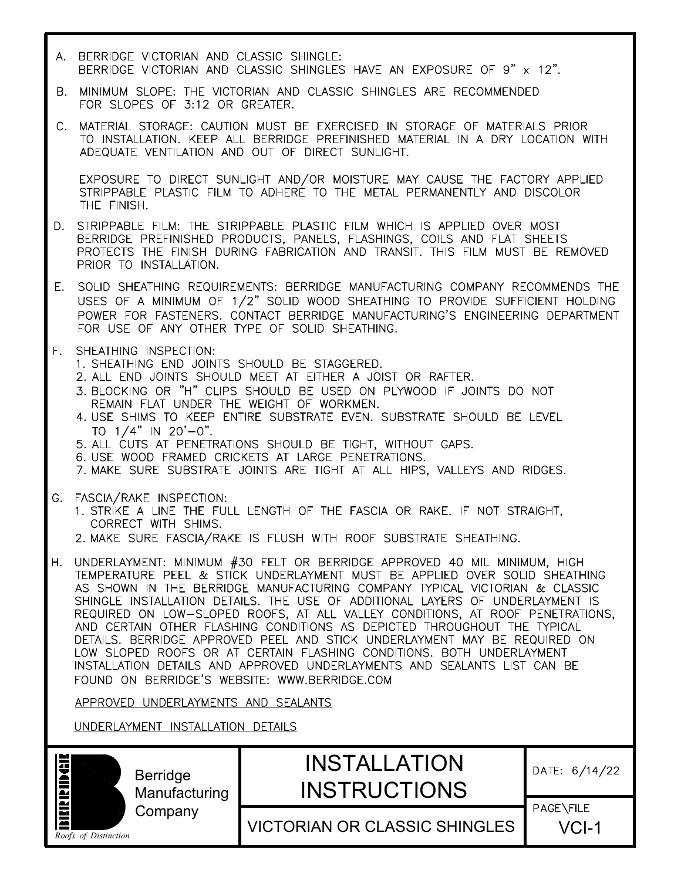A. BERRIDGE VICTORIAN AND CLASSIC SHINGLE:
BERRIDGE VICTORIAN AND CLASSIC SHINGLES HAVE AN EXPOSURE OF 9" x 12".

B. MINIMUM SLOPE: THE VICTORIAN AND CLASSIC SHINGLES ARE RECOMMENDED FOR SLOPES OF 3:12 OR GREATER.

C. MATERIAL STORAGE: CAUTION MUST BE EXERCISED IN STORAGE OF MATERIALS PRIOR TO INSTALLATION. KEEP ALL BERRIDGE PREFINISHED MATERIAL IN A DRY LOCATION WITH ADEQUATE VENTILATION AND OUT OF DIRECT SUNLIGHT.

EXPOSURE TO DIRECT SUNLIGHT AND/OR MOISTURE MAY CAUSE THE FACTORY APPLIED STRIPPABLE PLASTIC FILM TO ADHERE TO THE METAL PERMANENTLY AND DISCOLOR THE FINISH.

D. STRIPPABLE FILM: THE STRIPPABLE PLASTIC FILM WHICH IS APPLIED OVER MOST BERRIDGE PREFINISHED PRODUCTS, PANELS, FLASHINGS, COILS AND FLAT SHEETS PROTECTS THE FINISH DURING FABRICATION AND TRANSIT. THIS FILM MUST BE REMOVED PRIOR TO INSTALLATION.

E. SOLID SHEATHING REQUIREMENTS: BERRIDGE MANUFACTURING COMPANY RECOMMENDS THE USES OF A MINIMUM OF 1/2" SOLID WOOD SHEATHING TO PROVIDE SUFFICIENT HOLDING POWER FOR FASTENERS. CONTACT BERRIDGE MANUFACTURING'S ENGINEERING DEPARTMENT FOR USE OF ANY OTHER TYPE OF SOLID SHEATHING.

F. SHEATHING INSPECTION:
1. SHEATHING END JOINTS SHOULD BE STAGGERED.
2. ALL END JOINTS SHOULD MEET AT EITHER A JOIST OR RAFTER.
3. BLOCKING OR "H" CLIPS SHOULD BE USED ON PLYWOOD IF JOINTS DO NOT REMAIN FLAT UNDER THE WEIGHT OF WORKMEN.
4. USE SHIMS TO KEEP ENTIRE SUBSTRATE EVEN. SUBSTRATE SHOULD BE LEVEL TO 1/4" IN 20'-0".
5. ALL CUTS AT PENETRATIONS SHOULD BE TIGHT, WITHOUT GAPS.
6. USE WOOD FRAMED CRICKETS AT LARGE PENETRATIONS.
7. MAKE SURE SUBSTRATE JOINTS ARE TIGHT AT ALL HIPS, VALLEYS AND RIDGES.

G. FASCIA/RAKE INSPECTION:
1. STRIKE A LINE THE FULL LENGTH OF THE FASCIA OR RAKE. IF NOT STRAIGHT, CORRECT WITH SHIMS.
2. MAKE SURE FASCIA/RAKE IS FLUSH WITH ROOF SUBSTRATE SHEATHING.

H. UNDERLAYMENT: MINIMUM #30 FELT OR BERRIDGE APPROVED 40 MIL MINIMUM, HIGH TEMPERATURE PEEL & STICK UNDERLAYMENT MUST BE APPLIED OVER SOLID SHEATHING AS SHOWN IN THE BERRIDGE MANUFACTURING COMPANY TYPICAL VICTORIAN & CLASSIC SHINGLE INSTALLATION DETAILS. THE USE OF ADDITIONAL LAYERS OF UNDERLAYMENT IS REQUIRED ON LOW-SLOPED ROOFS, AT ALL VALLEY CONDITIONS, AT ROOF PENETRATIONS, AND CERTAIN OTHER FLASHING CONDITIONS AS DEPICTED THROUGHOUT THE TYPICAL DETAILS. BERRIDGE APPROVED PEEL AND STICK UNDERLAYMENT MAY BE REQUIRED ON LOW SLOPED ROOFS OR AT CERTAIN FLASHING CONDITIONS. BOTH UNDERLAYMENT INSTALLATION DETAILS AND APPROVED UNDERLAYMENTS AND SEALANTS LIST CAN BE FOUND ON BERRIDGE'S WEBSITE: WWW.BERRIDGE.COM

APPROVED UNDERLAYMENTS AND SEALANTS

UNDERLAYMENT INSTALLATION DETAILS

| | | |
|---|---|---|
| Berridge Manufacturing Company — *Roofs of Distinction* | INSTALLATION INSTRUCTIONS | DATE: 6/14/22 |
| | VICTORIAN OR CLASSIC SHINGLES | PAGE\FILE VCI-1 |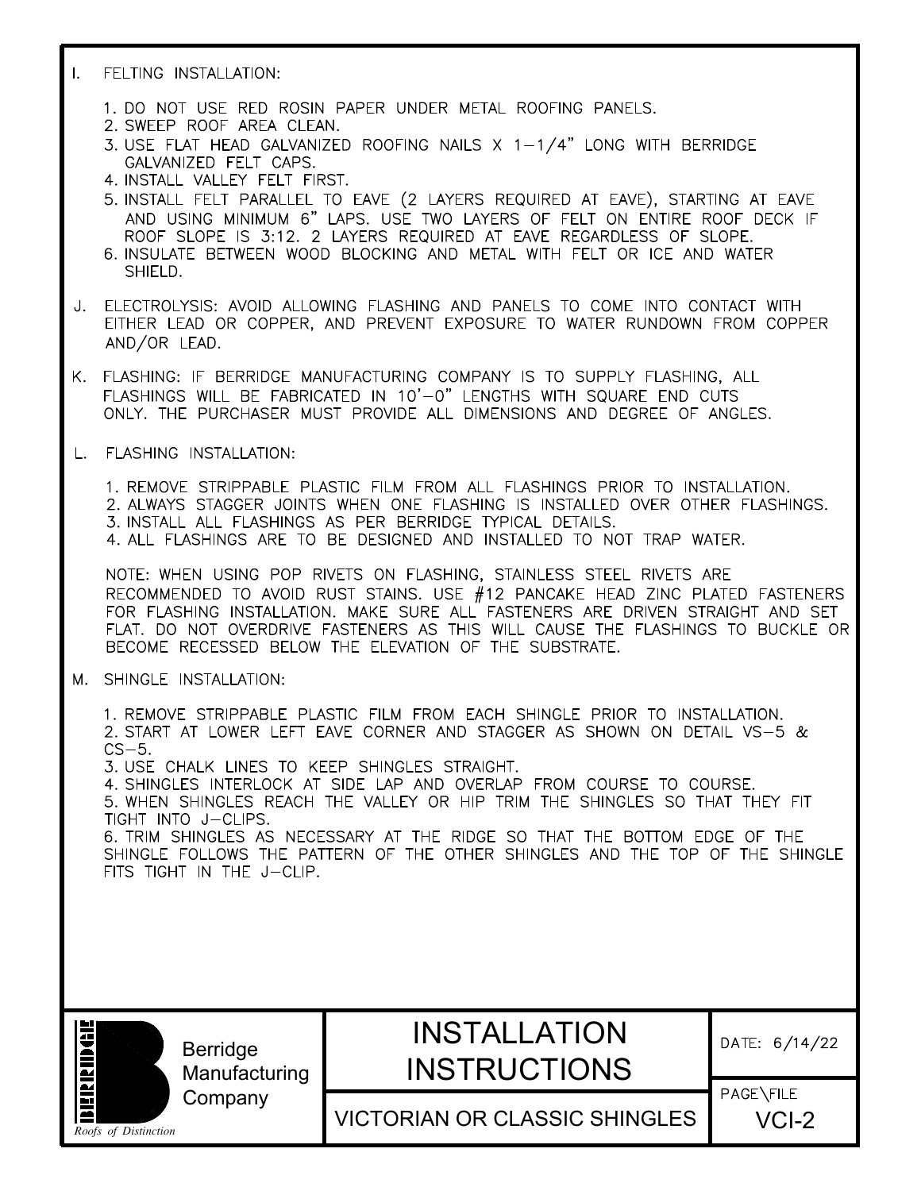## I. FELTING INSTALLATION:

1. DO NOT USE RED ROSIN PAPER UNDER METAL ROOFING PANELS.
2. SWEEP ROOF AREA CLEAN.
3. USE FLAT HEAD GALVANIZED ROOFING NAILS X 1-1/4" LONG WITH BERRIDGE GALVANIZED FELT CAPS.
4. INSTALL VALLEY FELT FIRST.
5. INSTALL FELT PARALLEL TO EAVE (2 LAYERS REQUIRED AT EAVE), STARTING AT EAVE AND USING MINIMUM 6" LAPS. USE TWO LAYERS OF FELT ON ENTIRE ROOF DECK IF ROOF SLOPE IS 3:12. 2 LAYERS REQUIRED AT EAVE REGARDLESS OF SLOPE.
6. INSULATE BETWEEN WOOD BLOCKING AND METAL WITH FELT OR ICE AND WATER SHIELD.

## J. ELECTROLYSIS: AVOID ALLOWING FLASHING AND PANELS TO COME INTO CONTACT WITH EITHER LEAD OR COPPER, AND PREVENT EXPOSURE TO WATER RUNDOWN FROM COPPER AND/OR LEAD.

## K. FLASHING: IF BERRIDGE MANUFACTURING COMPANY IS TO SUPPLY FLASHING, ALL FLASHINGS WILL BE FABRICATED IN 10'-0" LENGTHS WITH SQUARE END CUTS ONLY. THE PURCHASER MUST PROVIDE ALL DIMENSIONS AND DEGREE OF ANGLES.

## L. FLASHING INSTALLATION:

1. REMOVE STRIPPABLE PLASTIC FILM FROM ALL FLASHINGS PRIOR TO INSTALLATION.
2. ALWAYS STAGGER JOINTS WHEN ONE FLASHING IS INSTALLED OVER OTHER FLASHINGS.
3. INSTALL ALL FLASHINGS AS PER BERRIDGE TYPICAL DETAILS.
4. ALL FLASHINGS ARE TO BE DESIGNED AND INSTALLED TO NOT TRAP WATER.

NOTE: WHEN USING POP RIVETS ON FLASHING, STAINLESS STEEL RIVETS ARE RECOMMENDED TO AVOID RUST STAINS. USE #12 PANCAKE HEAD ZINC PLATED FASTENERS FOR FLASHING INSTALLATION. MAKE SURE ALL FASTENERS ARE DRIVEN STRAIGHT AND SET FLAT. DO NOT OVERDRIVE FASTENERS AS THIS WILL CAUSE THE FLASHINGS TO BUCKLE OR BECOME RECESSED BELOW THE ELEVATION OF THE SUBSTRATE.

## M. SHINGLE INSTALLATION:

1. REMOVE STRIPPABLE PLASTIC FILM FROM EACH SHINGLE PRIOR TO INSTALLATION.
2. START AT LOWER LEFT EAVE CORNER AND STAGGER AS SHOWN ON DETAIL VS-5 & CS-5.
3. USE CHALK LINES TO KEEP SHINGLES STRAIGHT.
4. SHINGLES INTERLOCK AT SIDE LAP AND OVERLAP FROM COURSE TO COURSE.
5. WHEN SHINGLES REACH THE VALLEY OR HIP TRIM THE SHINGLES SO THAT THEY FIT TIGHT INTO J-CLIPS.
6. TRIM SHINGLES AS NECESSARY AT THE RIDGE SO THAT THE BOTTOM EDGE OF THE SHINGLE FOLLOWS THE PATTERN OF THE OTHER SHINGLES AND THE TOP OF THE SHINGLE FITS TIGHT IN THE J-CLIP.

| | | |
|---|---|---|
| Berridge Manufacturing Company — *Roofs of Distinction* | INSTALLATION INSTRUCTIONS | DATE: 6/14/22 |
| | VICTORIAN OR CLASSIC SHINGLES | PAGE\FILE VCI-2 |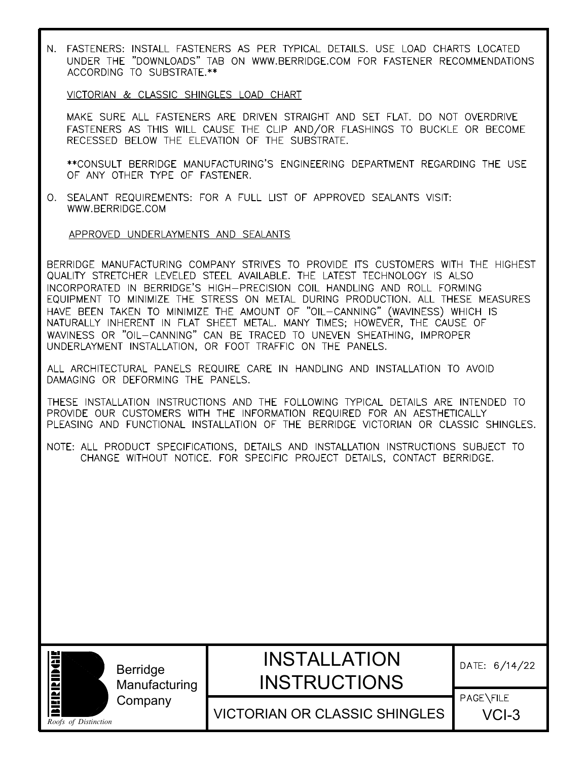N. FASTENERS: INSTALL FASTENERS AS PER TYPICAL DETAILS. USE LOAD CHARTS LOCATED UNDER THE "DOWNLOADS" TAB ON WWW.BERRIDGE.COM FOR FASTENER RECOMMENDATIONS ACCORDING TO SUBSTRATE.**

VICTORIAN & CLASSIC SHINGLES LOAD CHART

MAKE SURE ALL FASTENERS ARE DRIVEN STRAIGHT AND SET FLAT. DO NOT OVERDRIVE FASTENERS AS THIS WILL CAUSE THE CLIP AND/OR FLASHINGS TO BUCKLE OR BECOME RECESSED BELOW THE ELEVATION OF THE SUBSTRATE.

**CONSULT BERRIDGE MANUFACTURING'S ENGINEERING DEPARTMENT REGARDING THE USE OF ANY OTHER TYPE OF FASTENER.

O. SEALANT REQUIREMENTS: FOR A FULL LIST OF APPROVED SEALANTS VISIT: WWW.BERRIDGE.COM

APPROVED UNDERLAYMENTS AND SEALANTS

BERRIDGE MANUFACTURING COMPANY STRIVES TO PROVIDE ITS CUSTOMERS WITH THE HIGHEST QUALITY STRETCHER LEVELED STEEL AVAILABLE. THE LATEST TECHNOLOGY IS ALSO INCORPORATED IN BERRIDGE'S HIGH-PRECISION COIL HANDLING AND ROLL FORMING EQUIPMENT TO MINIMIZE THE STRESS ON METAL DURING PRODUCTION. ALL THESE MEASURES HAVE BEEN TAKEN TO MINIMIZE THE AMOUNT OF "OIL-CANNING" (WAVINESS) WHICH IS NATURALLY INHERENT IN FLAT SHEET METAL. MANY TIMES; HOWEVER, THE CAUSE OF WAVINESS OR "OIL-CANNING" CAN BE TRACED TO UNEVEN SHEATHING, IMPROPER UNDERLAYMENT INSTALLATION, OR FOOT TRAFFIC ON THE PANELS.

ALL ARCHITECTURAL PANELS REQUIRE CARE IN HANDLING AND INSTALLATION TO AVOID DAMAGING OR DEFORMING THE PANELS.

THESE INSTALLATION INSTRUCTIONS AND THE FOLLOWING TYPICAL DETAILS ARE INTENDED TO PROVIDE OUR CUSTOMERS WITH THE INFORMATION REQUIRED FOR AN AESTHETICALLY PLEASING AND FUNCTIONAL INSTALLATION OF THE BERRIDGE VICTORIAN OR CLASSIC SHINGLES.

NOTE: ALL PRODUCT SPECIFICATIONS, DETAILS AND INSTALLATION INSTRUCTIONS SUBJECT TO CHANGE WITHOUT NOTICE. FOR SPECIFIC PROJECT DETAILS, CONTACT BERRIDGE.

| | | |
|---|---|---|
| Berridge Manufacturing Company *Roofs of Distinction* | INSTALLATION INSTRUCTIONS | DATE: 6/14/22 |
| | VICTORIAN OR CLASSIC SHINGLES | PAGE\FILE VCI-3 |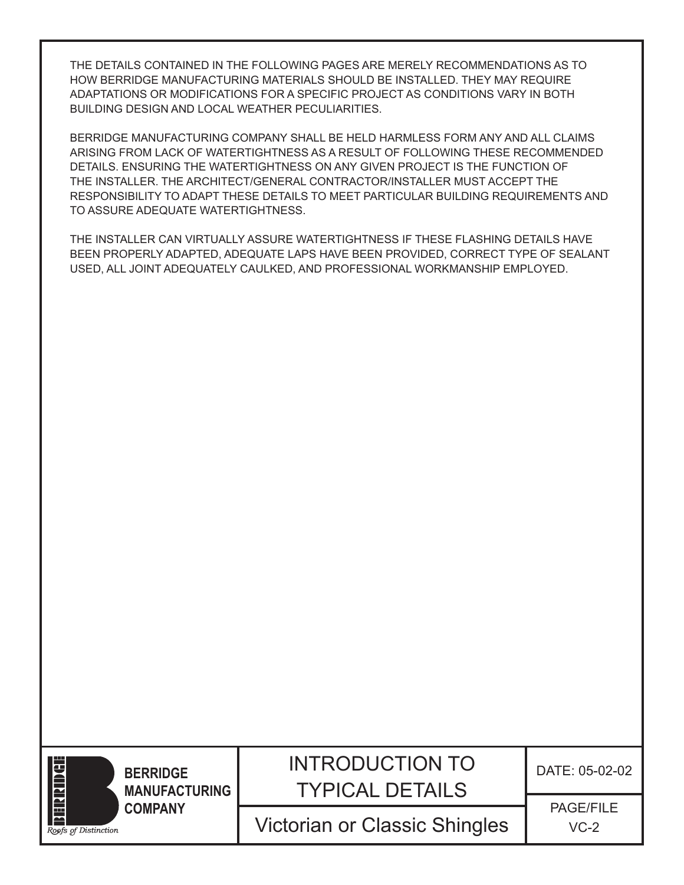THE DETAILS CONTAINED IN THE FOLLOWING PAGES ARE MERELY RECOMMENDATIONS AS TO HOW BERRIDGE MANUFACTURING MATERIALS SHOULD BE INSTALLED. THEY MAY REQUIRE ADAPTATIONS OR MODIFICATIONS FOR A SPECIFIC PROJECT AS CONDITIONS VARY IN BOTH BUILDING DESIGN AND LOCAL WEATHER PECULIARITIES.

BERRIDGE MANUFACTURING COMPANY SHALL BE HELD HARMLESS FORM ANY AND ALL CLAIMS ARISING FROM LACK OF WATERTIGHTNESS AS A RESULT OF FOLLOWING THESE RECOMMENDED DETAILS. ENSURING THE WATERTIGHTNESS ON ANY GIVEN PROJECT IS THE FUNCTION OF THE INSTALLER. THE ARCHITECT/GENERAL CONTRACTOR/INSTALLER MUST ACCEPT THE RESPONSIBILITY TO ADAPT THESE DETAILS TO MEET PARTICULAR BUILDING REQUIREMENTS AND TO ASSURE ADEQUATE WATERTIGHTNESS.

THE INSTALLER CAN VIRTUALLY ASSURE WATERTIGHTNESS IF THESE FLASHING DETAILS HAVE BEEN PROPERLY ADAPTED, ADEQUATE LAPS HAVE BEEN PROVIDED, CORRECT TYPE OF SEALANT USED, ALL JOINT ADEQUATELY CAULKED, AND PROFESSIONAL WORKMANSHIP EMPLOYED.

| | | |
|---|---|---|
| **BERRIDGE MANUFACTURING COMPANY** *Roofs of Distinction* | INTRODUCTION TO TYPICAL DETAILS | DATE: 05-02-02 |
| | Victorian or Classic Shingles | PAGE/FILE VC-2 |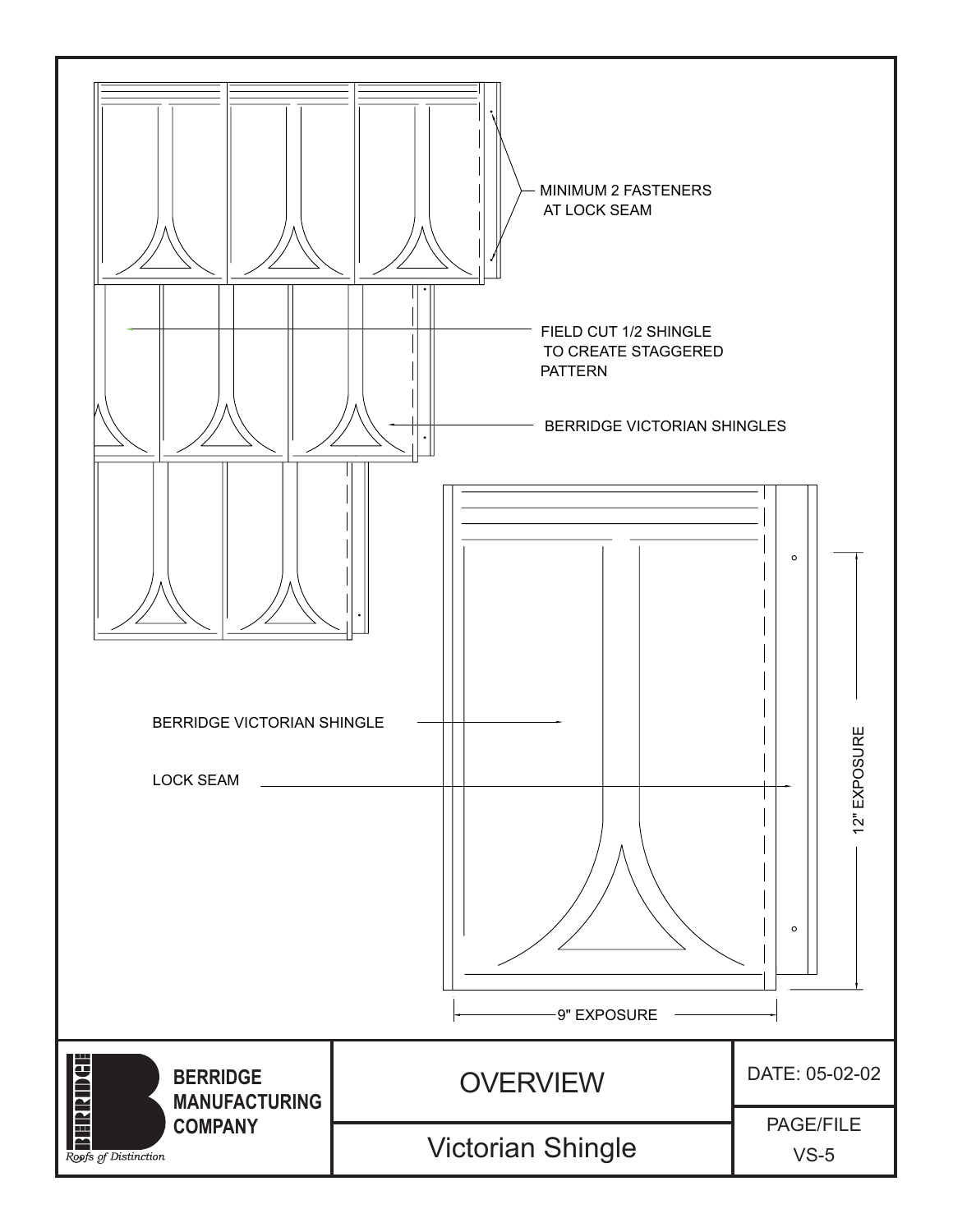MINIMUM 2 FASTENERS AT LOCK SEAM

FIELD CUT 1/2 SHINGLE TO CREATE STAGGERED PATTERN

BERRIDGE VICTORIAN SHINGLES

BERRIDGE VICTORIAN SHINGLE

LOCK SEAM

12" EXPOSURE

9" EXPOSURE

| | | |
|---|---|---|
| **BERRIDGE MANUFACTURING COMPANY** *Roofs of Distinction* | OVERVIEW | DATE: 05-02-02 |
| | Victorian Shingle | PAGE/FILE VS-5 |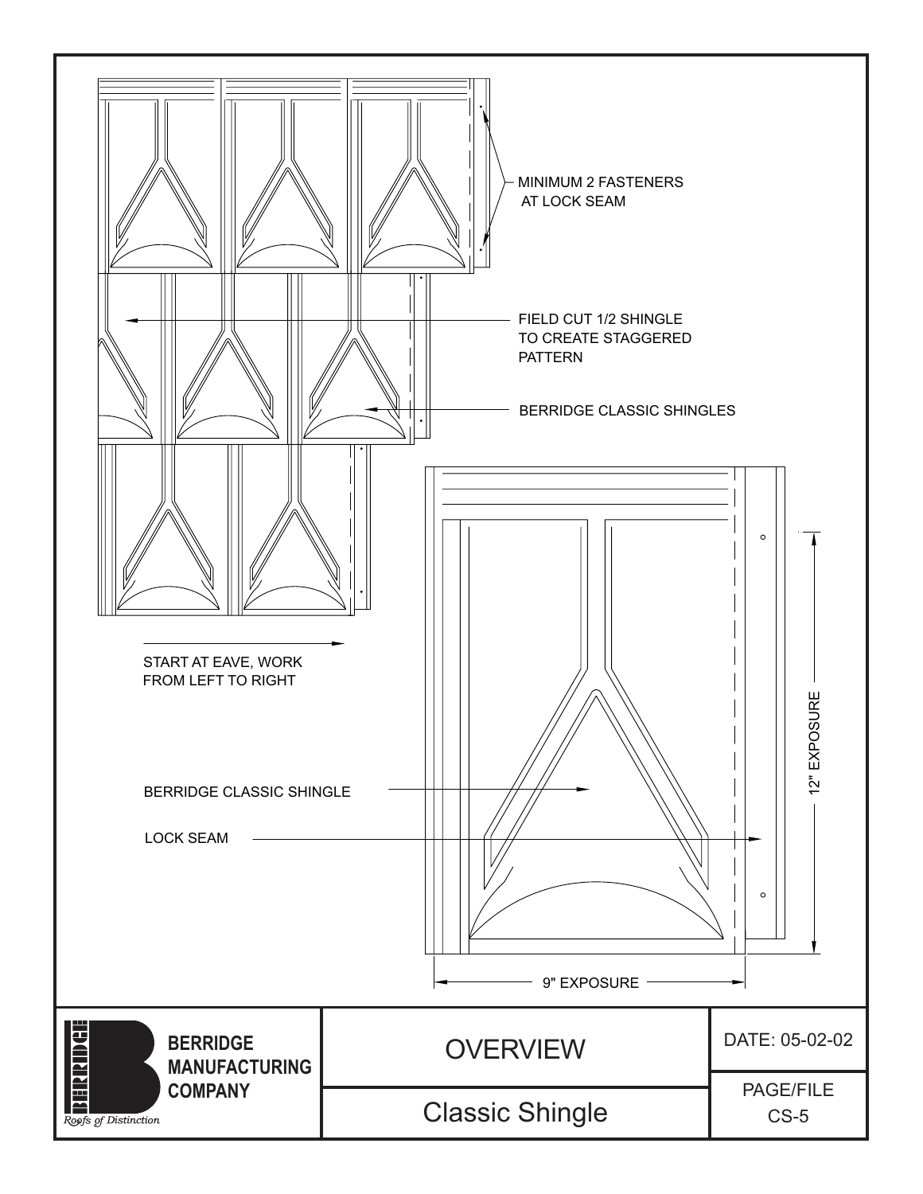MINIMUM 2 FASTENERS
AT LOCK SEAM

FIELD CUT 1/2 SHINGLE
TO CREATE STAGGERED
PATTERN

BERRIDGE CLASSIC SHINGLES

START AT EAVE, WORK
FROM LEFT TO RIGHT

BERRIDGE CLASSIC SHINGLE

LOCK SEAM

12" EXPOSURE

9" EXPOSURE

**BERRIDGE MANUFACTURING COMPANY**

*Roofs of Distinction*

| | | |
|---|---|---|
| OVERVIEW | | DATE: 05-02-02 |
| Classic Shingle | | PAGE/FILE CS-5 |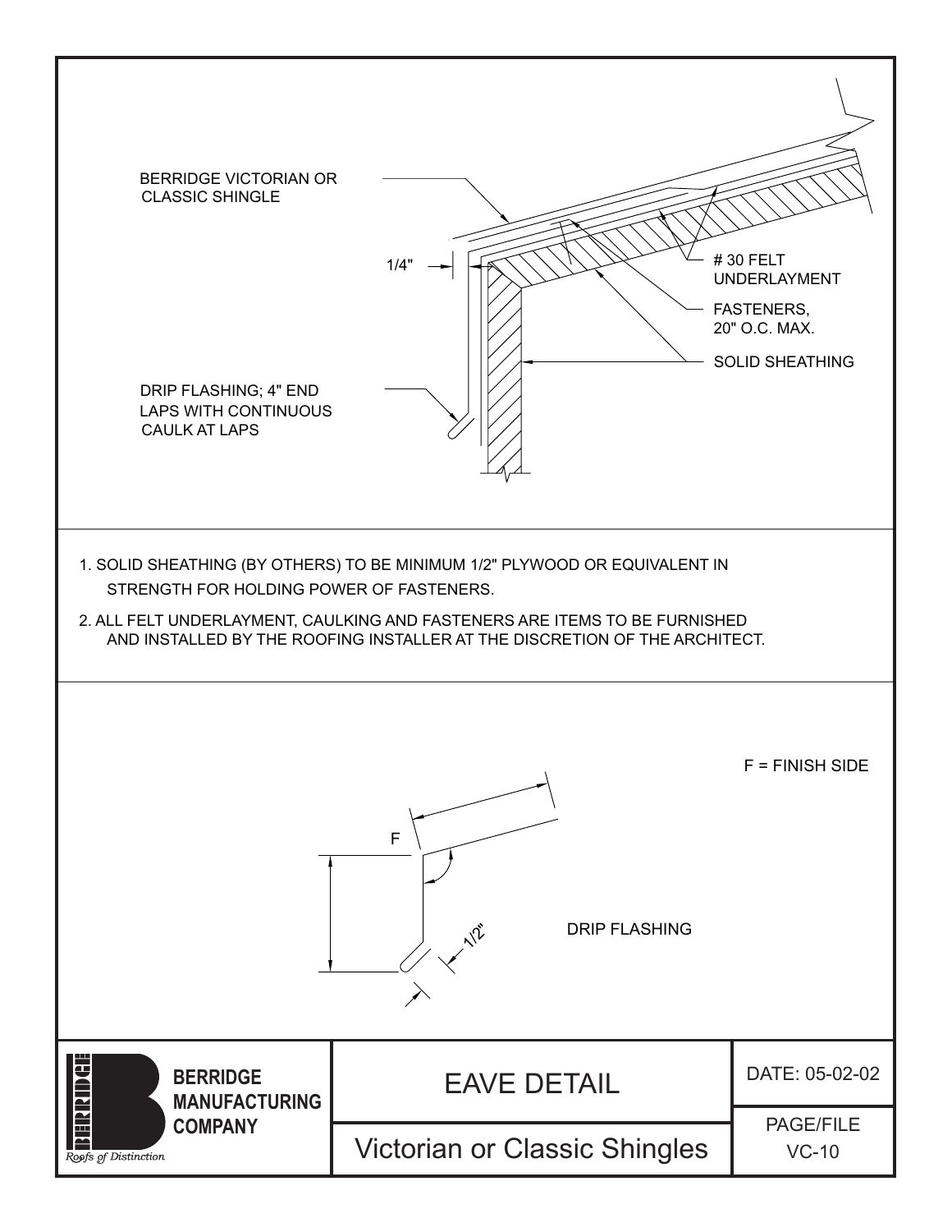BERRIDGE VICTORIAN OR CLASSIC SHINGLE

1/4"

# 30 FELT UNDERLAYMENT

FASTENERS, 20" O.C. MAX.

SOLID SHEATHING

DRIP FLASHING; 4" END LAPS WITH CONTINUOUS CAULK AT LAPS

1. SOLID SHEATHING (BY OTHERS) TO BE MINIMUM 1/2" PLYWOOD OR EQUIVALENT IN STRENGTH FOR HOLDING POWER OF FASTENERS.
2. ALL FELT UNDERLAYMENT, CAULKING AND FASTENERS ARE ITEMS TO BE FURNISHED AND INSTALLED BY THE ROOFING INSTALLER AT THE DISCRETION OF THE ARCHITECT.

F = FINISH SIDE

F

1/2"

DRIP FLASHING

**BERRIDGE MANUFACTURING COMPANY**

*Roofs of Distinction*

# EAVE DETAIL

## Victorian or Classic Shingles

DATE: 05-02-02

PAGE/FILE VC-10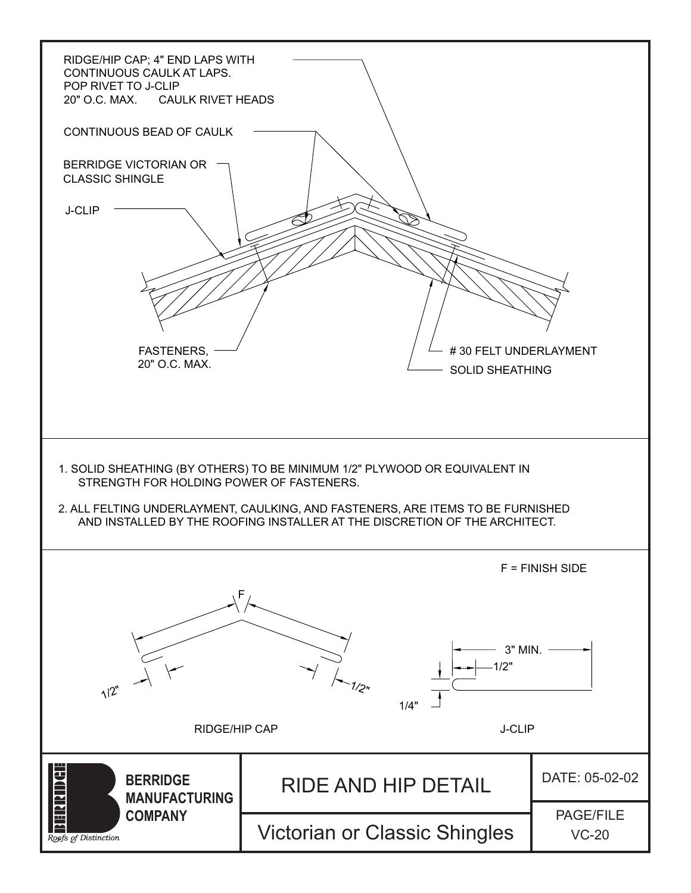RIDGE/HIP CAP; 4" END LAPS WITH CONTINUOUS CAULK AT LAPS. POP RIVET TO J-CLIP 20" O.C. MAX. CAULK RIVET HEADS

CONTINUOUS BEAD OF CAULK

BERRIDGE VICTORIAN OR CLASSIC SHINGLE

J-CLIP

FASTENERS, 20" O.C. MAX.

# 30 FELT UNDERLAYMENT

SOLID SHEATHING

1. SOLID SHEATHING (BY OTHERS) TO BE MINIMUM 1/2" PLYWOOD OR EQUIVALENT IN STRENGTH FOR HOLDING POWER OF FASTENERS.

2. ALL FELTING UNDERLAYMENT, CAULKING, AND FASTENERS, ARE ITEMS TO BE FURNISHED AND INSTALLED BY THE ROOFING INSTALLER AT THE DISCRETION OF THE ARCHITECT.

F = FINISH SIDE

F

1/2"

1/2"

RIDGE/HIP CAP

3" MIN.

1/2"

1/4"

J-CLIP

BERRIDGE MANUFACTURING COMPANY

*Roofs of Distinction*

# RIDE AND HIP DETAIL

## Victorian or Classic Shingles

DATE: 05-02-02

PAGE/FILE VC-20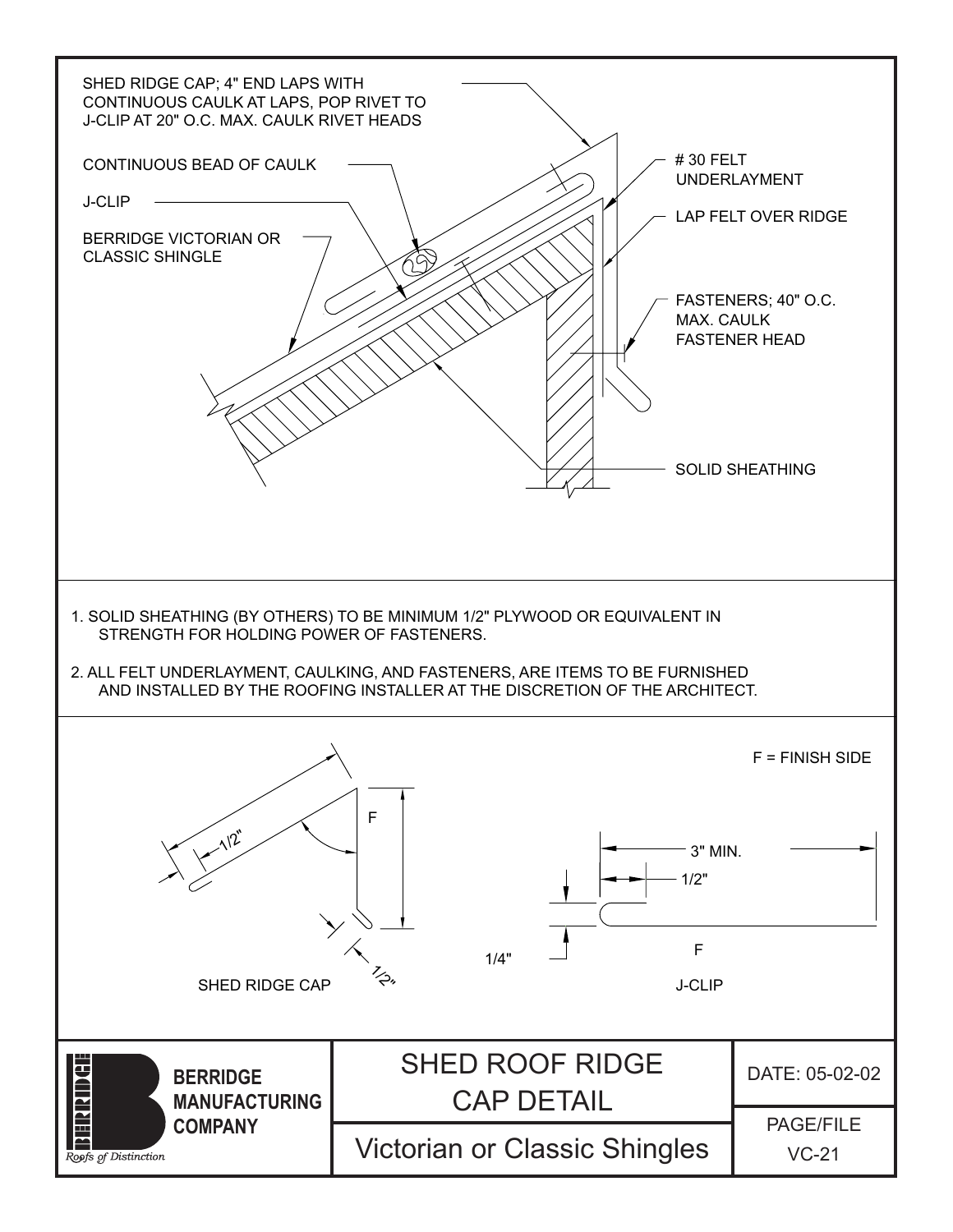SHED RIDGE CAP; 4" END LAPS WITH CONTINUOUS CAULK AT LAPS, POP RIVET TO J-CLIP AT 20" O.C. MAX. CAULK RIVET HEADS

CONTINUOUS BEAD OF CAULK

J-CLIP

BERRIDGE VICTORIAN OR CLASSIC SHINGLE

# 30 FELT UNDERLAYMENT

LAP FELT OVER RIDGE

FASTENERS; 40" O.C. MAX. CAULK FASTENER HEAD

SOLID SHEATHING

1. SOLID SHEATHING (BY OTHERS) TO BE MINIMUM 1/2" PLYWOOD OR EQUIVALENT IN STRENGTH FOR HOLDING POWER OF FASTENERS.

2. ALL FELT UNDERLAYMENT, CAULKING, AND FASTENERS, ARE ITEMS TO BE FURNISHED AND INSTALLED BY THE ROOFING INSTALLER AT THE DISCRETION OF THE ARCHITECT.

F = FINISH SIDE

1/2"

F

1/2"

SHED RIDGE CAP

3" MIN.

1/2"

1/4"

F

J-CLIP

**BERRIDGE MANUFACTURING COMPANY**

*Roofs of Distinction*

# SHED ROOF RIDGE CAP DETAIL

## Victorian or Classic Shingles

DATE: 05-02-02

PAGE/FILE VC-21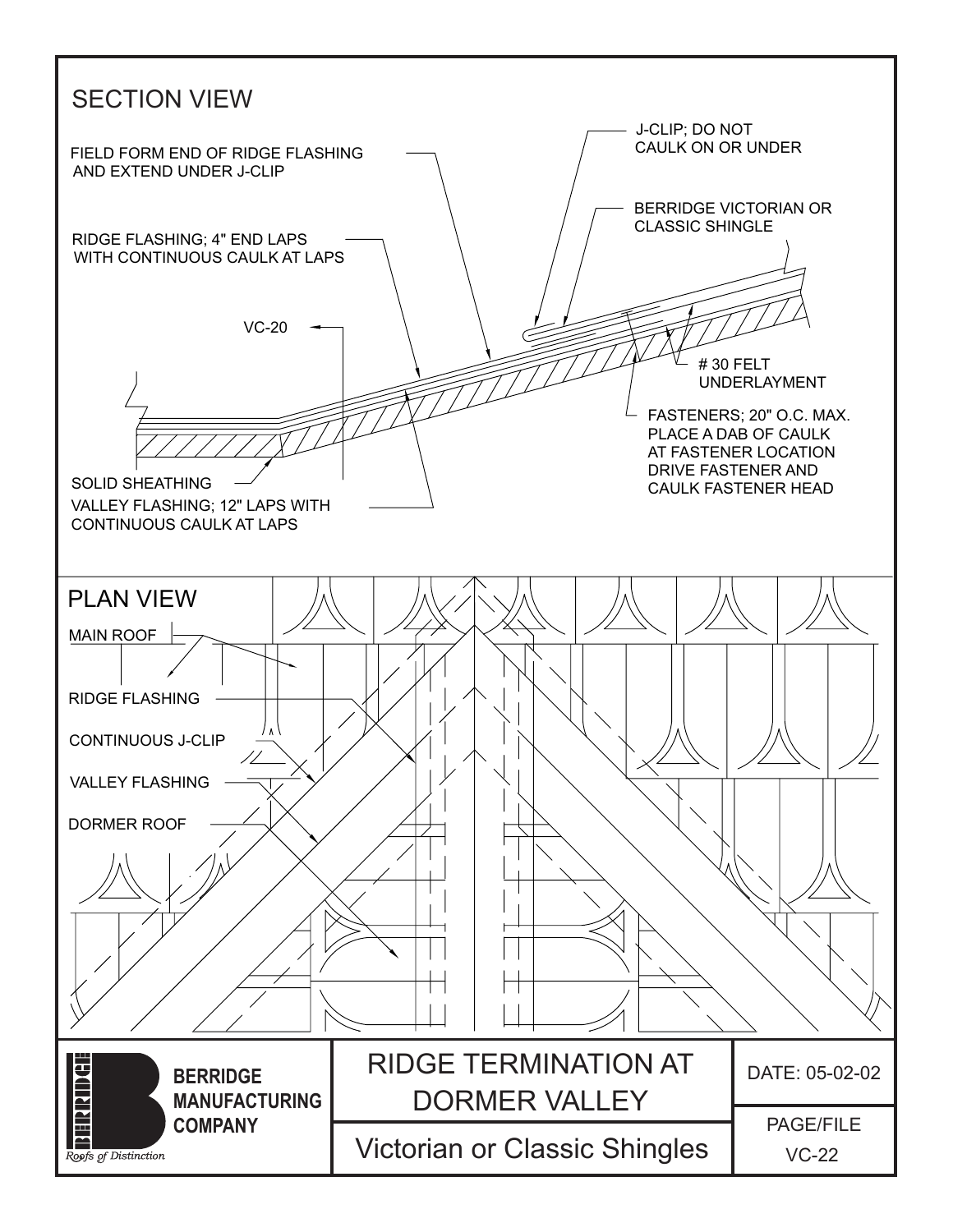## SECTION VIEW

FIELD FORM END OF RIDGE FLASHING AND EXTEND UNDER J-CLIP

J-CLIP; DO NOT CAULK ON OR UNDER

BERRIDGE VICTORIAN OR CLASSIC SHINGLE

RIDGE FLASHING; 4" END LAPS WITH CONTINUOUS CAULK AT LAPS

VC-20

# 30 FELT UNDERLAYMENT

FASTENERS; 20" O.C. MAX. PLACE A DAB OF CAULK AT FASTENER LOCATION DRIVE FASTENER AND CAULK FASTENER HEAD

SOLID SHEATHING

VALLEY FLASHING; 12" LAPS WITH CONTINUOUS CAULK AT LAPS

## PLAN VIEW

MAIN ROOF

RIDGE FLASHING

CONTINUOUS J-CLIP

VALLEY FLASHING

DORMER ROOF

**BERRIDGE MANUFACTURING COMPANY**

*Roofs of Distinction*

# RIDGE TERMINATION AT DORMER VALLEY

Victorian or Classic Shingles

DATE: 05-02-02

PAGE/FILE VC-22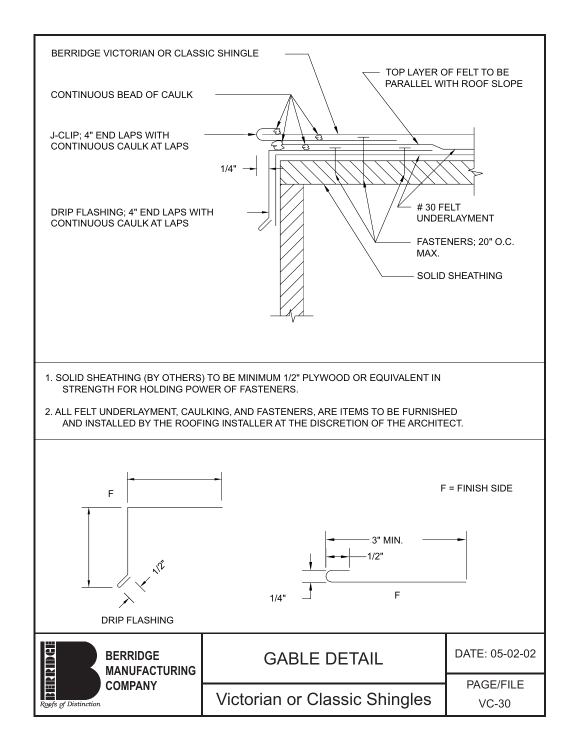BERRIDGE VICTORIAN OR CLASSIC SHINGLE

CONTINUOUS BEAD OF CAULK

J-CLIP; 4" END LAPS WITH CONTINUOUS CAULK AT LAPS

1/4"

DRIP FLASHING; 4" END LAPS WITH CONTINUOUS CAULK AT LAPS

TOP LAYER OF FELT TO BE PARALLEL WITH ROOF SLOPE

# 30 FELT UNDERLAYMENT

FASTENERS; 20" O.C. MAX.

SOLID SHEATHING

1. SOLID SHEATHING (BY OTHERS) TO BE MINIMUM 1/2" PLYWOOD OR EQUIVALENT IN STRENGTH FOR HOLDING POWER OF FASTENERS.

2. ALL FELT UNDERLAYMENT, CAULKING, AND FASTENERS, ARE ITEMS TO BE FURNISHED AND INSTALLED BY THE ROOFING INSTALLER AT THE DISCRETION OF THE ARCHITECT.

F

1/2"

DRIP FLASHING

F = FINISH SIDE

3" MIN.

1/2"

1/4"

F

**BERRIDGE MANUFACTURING COMPANY**

*Roofs of Distinction*

# GABLE DETAIL

## Victorian or Classic Shingles

DATE: 05-02-02

PAGE/FILE VC-30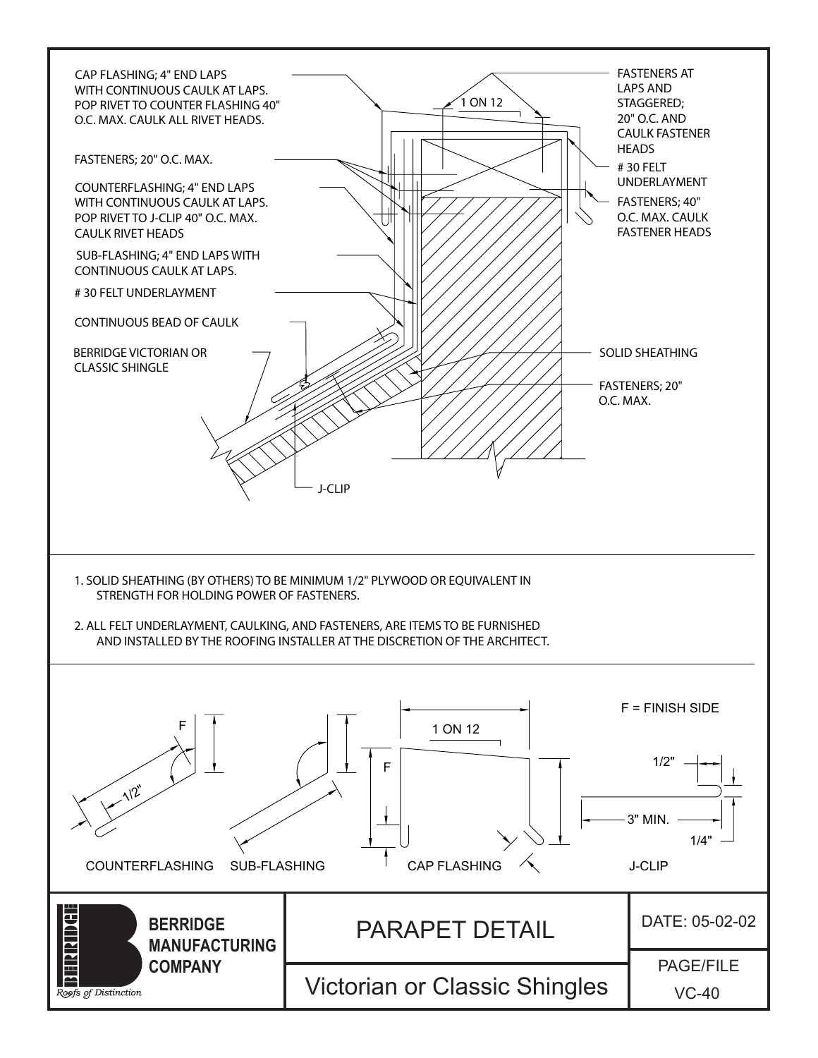CAP FLASHING; 4" END LAPS WITH CONTINUOUS CAULK AT LAPS. POP RIVET TO COUNTER FLASHING 40" O.C. MAX. CAULK ALL RIVET HEADS.

FASTENERS; 20" O.C. MAX.

COUNTERFLASHING; 4" END LAPS WITH CONTINUOUS CAULK AT LAPS. POP RIVET TO J-CLIP 40" O.C. MAX. CAULK RIVET HEADS

SUB-FLASHING; 4" END LAPS WITH CONTINUOUS CAULK AT LAPS.

# 30 FELT UNDERLAYMENT

CONTINUOUS BEAD OF CAULK

BERRIDGE VICTORIAN OR CLASSIC SHINGLE

J-CLIP

1 ON 12

FASTENERS AT LAPS AND STAGGERED; 20" O.C. AND CAULK FASTENER HEADS

# 30 FELT UNDERLAYMENT

FASTENERS; 40" O.C. MAX. CAULK FASTENER HEADS

SOLID SHEATHING

FASTENERS; 20" O.C. MAX.

1. SOLID SHEATHING (BY OTHERS) TO BE MINIMUM 1/2" PLYWOOD OR EQUIVALENT IN STRENGTH FOR HOLDING POWER OF FASTENERS.

2. ALL FELT UNDERLAYMENT, CAULKING, AND FASTENERS, ARE ITEMS TO BE FURNISHED AND INSTALLED BY THE ROOFING INSTALLER AT THE DISCRETION OF THE ARCHITECT.

F

1/2"

COUNTERFLASHING

SUB-FLASHING

1 ON 12

F

CAP FLASHING

F = FINISH SIDE

1/2"

3" MIN.

1/4"

J-CLIP

**BERRIDGE MANUFACTURING COMPANY**

*Roofs of Distinction*

# PARAPET DETAIL

## Victorian or Classic Shingles

DATE: 05-02-02

PAGE/FILE VC-40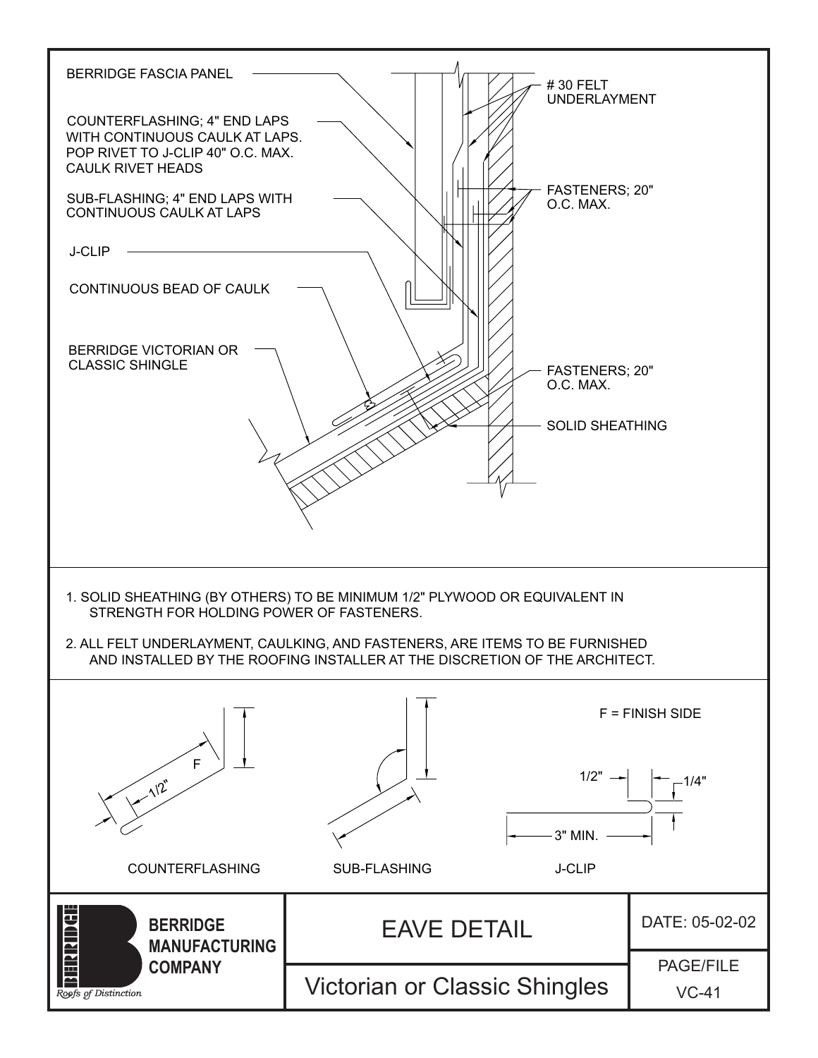BERRIDGE FASCIA PANEL

COUNTERFLASHING; 4" END LAPS WITH CONTINUOUS CAULK AT LAPS. POP RIVET TO J-CLIP 40" O.C. MAX. CAULK RIVET HEADS

SUB-FLASHING; 4" END LAPS WITH CONTINUOUS CAULK AT LAPS

J-CLIP

CONTINUOUS BEAD OF CAULK

BERRIDGE VICTORIAN OR CLASSIC SHINGLE

# 30 FELT UNDERLAYMENT

FASTENERS; 20" O.C. MAX.

FASTENERS; 20" O.C. MAX.

SOLID SHEATHING

1. SOLID SHEATHING (BY OTHERS) TO BE MINIMUM 1/2" PLYWOOD OR EQUIVALENT IN STRENGTH FOR HOLDING POWER OF FASTENERS.
2. ALL FELT UNDERLAYMENT, CAULKING, AND FASTENERS, ARE ITEMS TO BE FURNISHED AND INSTALLED BY THE ROOFING INSTALLER AT THE DISCRETION OF THE ARCHITECT.

F = FINISH SIDE

F

1/2"

COUNTERFLASHING

SUB-FLASHING

1/2"

1/4"

3" MIN.

J-CLIP

BERRIDGE MANUFACTURING COMPANY

Roofs of Distinction

# EAVE DETAIL

## Victorian or Classic Shingles

DATE: 05-02-02

PAGE/FILE

VC-41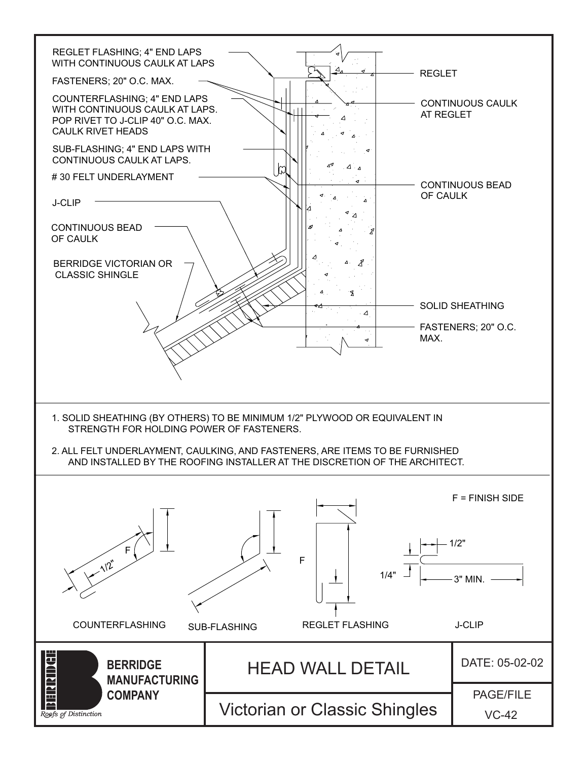REGLET FLASHING; 4" END LAPS WITH CONTINUOUS CAULK AT LAPS

FASTENERS; 20" O.C. MAX.

COUNTERFLASHING; 4" END LAPS WITH CONTINUOUS CAULK AT LAPS. POP RIVET TO J-CLIP 40" O.C. MAX. CAULK RIVET HEADS

SUB-FLASHING; 4" END LAPS WITH CONTINUOUS CAULK AT LAPS.

# 30 FELT UNDERLAYMENT

J-CLIP

CONTINUOUS BEAD OF CAULK

BERRIDGE VICTORIAN OR CLASSIC SHINGLE

REGLET

CONTINUOUS CAULK AT REGLET

CONTINUOUS BEAD OF CAULK

SOLID SHEATHING

FASTENERS; 20" O.C. MAX.

1. SOLID SHEATHING (BY OTHERS) TO BE MINIMUM 1/2" PLYWOOD OR EQUIVALENT IN STRENGTH FOR HOLDING POWER OF FASTENERS.

2. ALL FELT UNDERLAYMENT, CAULKING, AND FASTENERS, ARE ITEMS TO BE FURNISHED AND INSTALLED BY THE ROOFING INSTALLER AT THE DISCRETION OF THE ARCHITECT.

F = FINISH SIDE

F

1/2"

COUNTERFLASHING

SUB-FLASHING

F

REGLET FLASHING

1/2"

1/4"

3" MIN.

J-CLIP

**BERRIDGE MANUFACTURING COMPANY**

*Roofs of Distinction*

# HEAD WALL DETAIL

## Victorian or Classic Shingles

DATE: 05-02-02

PAGE/FILE

VC-42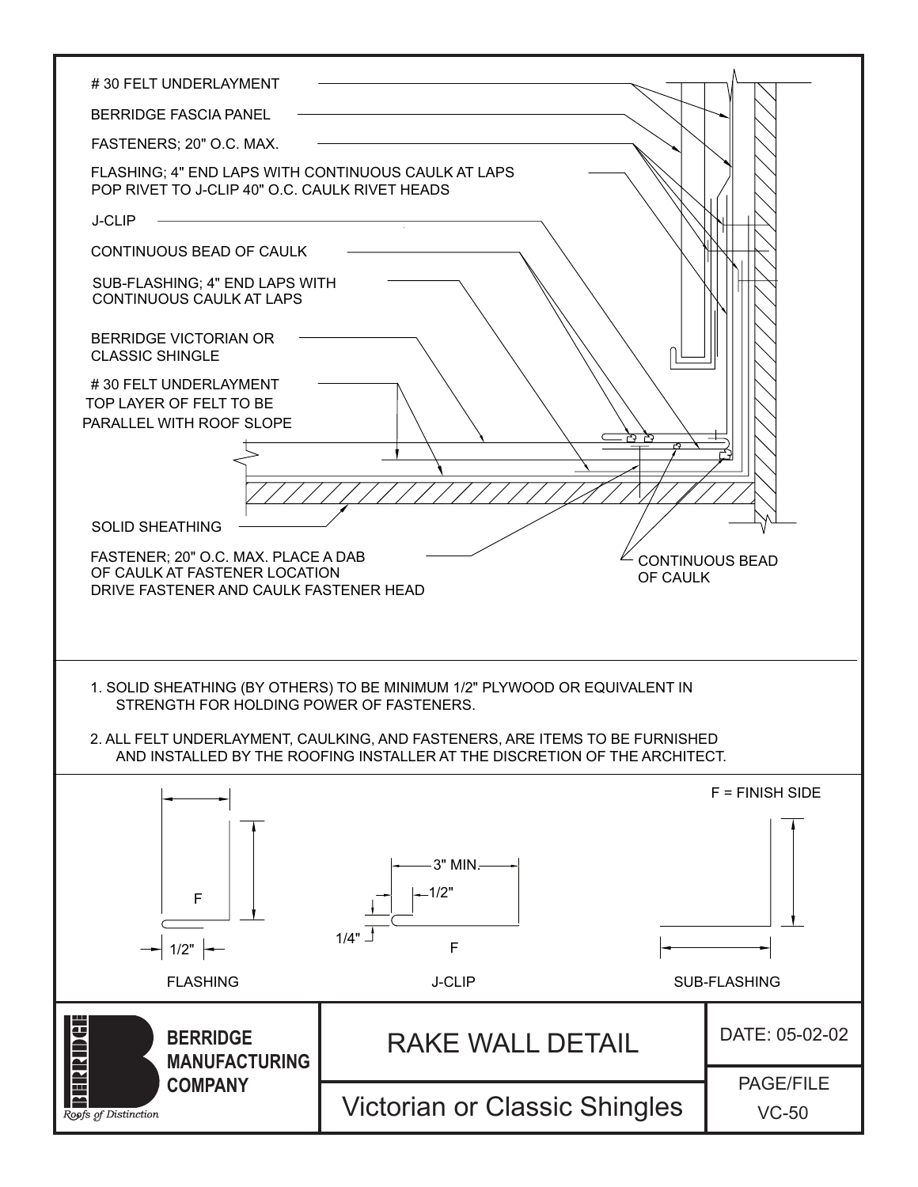# 30 FELT UNDERLAYMENT

BERRIDGE FASCIA PANEL

FASTENERS; 20" O.C. MAX.

FLASHING; 4" END LAPS WITH CONTINUOUS CAULK AT LAPS
POP RIVET TO J-CLIP 40" O.C. CAULK RIVET HEADS

J-CLIP

CONTINUOUS BEAD OF CAULK

SUB-FLASHING; 4" END LAPS WITH
CONTINUOUS CAULK AT LAPS

BERRIDGE VICTORIAN OR
CLASSIC SHINGLE

# 30 FELT UNDERLAYMENT
TOP LAYER OF FELT TO BE
PARALLEL WITH ROOF SLOPE

SOLID SHEATHING

FASTENER; 20" O.C. MAX. PLACE A DAB
OF CAULK AT FASTENER LOCATION
DRIVE FASTENER AND CAULK FASTENER HEAD

CONTINUOUS BEAD
OF CAULK

1. SOLID SHEATHING (BY OTHERS) TO BE MINIMUM 1/2" PLYWOOD OR EQUIVALENT IN STRENGTH FOR HOLDING POWER OF FASTENERS.

2. ALL FELT UNDERLAYMENT, CAULKING, AND FASTENERS, ARE ITEMS TO BE FURNISHED AND INSTALLED BY THE ROOFING INSTALLER AT THE DISCRETION OF THE ARCHITECT.

F = FINISH SIDE

F

1/2"

FLASHING

3" MIN.

1/2"

1/4"

F

J-CLIP

SUB-FLASHING

BERRIDGE MANUFACTURING COMPANY

*Roofs of Distinction*

RAKE WALL DETAIL

Victorian or Classic Shingles

DATE: 05-02-02

PAGE/FILE
VC-50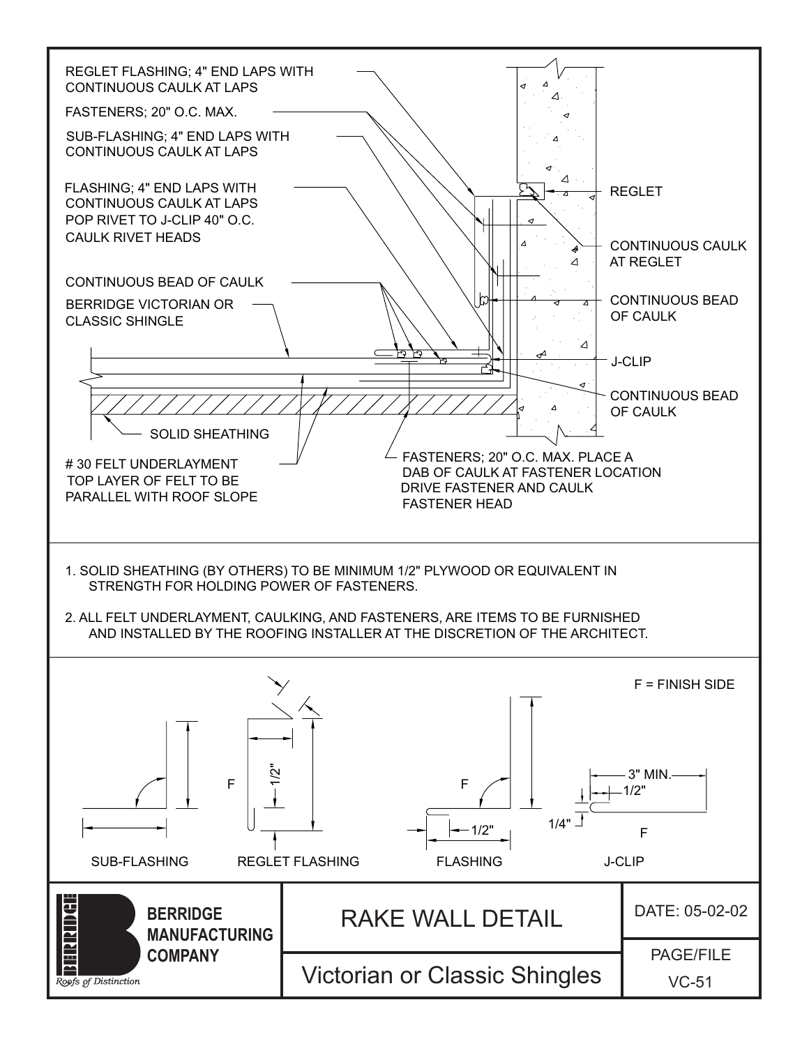REGLET FLASHING; 4" END LAPS WITH CONTINUOUS CAULK AT LAPS

FASTENERS; 20" O.C. MAX.

SUB-FLASHING; 4" END LAPS WITH CONTINUOUS CAULK AT LAPS

FLASHING; 4" END LAPS WITH CONTINUOUS CAULK AT LAPS POP RIVET TO J-CLIP 40" O.C. CAULK RIVET HEADS

CONTINUOUS BEAD OF CAULK

BERRIDGE VICTORIAN OR CLASSIC SHINGLE

SOLID SHEATHING

# 30 FELT UNDERLAYMENT TOP LAYER OF FELT TO BE PARALLEL WITH ROOF SLOPE

REGLET

CONTINUOUS CAULK AT REGLET

CONTINUOUS BEAD OF CAULK

J-CLIP

CONTINUOUS BEAD OF CAULK

FASTENERS; 20" O.C. MAX. PLACE A DAB OF CAULK AT FASTENER LOCATION DRIVE FASTENER AND CAULK FASTENER HEAD

1. SOLID SHEATHING (BY OTHERS) TO BE MINIMUM 1/2" PLYWOOD OR EQUIVALENT IN STRENGTH FOR HOLDING POWER OF FASTENERS.

2. ALL FELT UNDERLAYMENT, CAULKING, AND FASTENERS, ARE ITEMS TO BE FURNISHED AND INSTALLED BY THE ROOFING INSTALLER AT THE DISCRETION OF THE ARCHITECT.

F = FINISH SIDE

F

1/2"

F

1/2"

3" MIN.

1/2"

1/4"

F

SUB-FLASHING

REGLET FLASHING

FLASHING

J-CLIP

**BERRIDGE MANUFACTURING COMPANY**

*Roofs of Distinction*

# RAKE WALL DETAIL

## Victorian or Classic Shingles

DATE: 05-02-02

PAGE/FILE

VC-51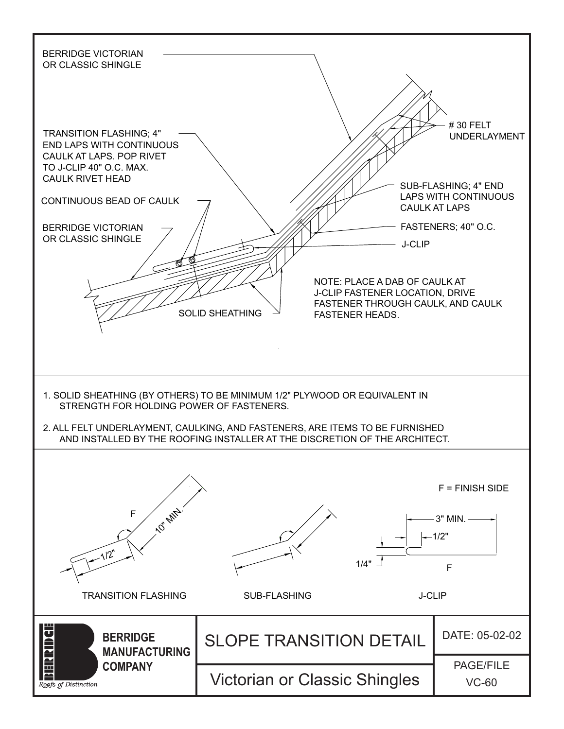BERRIDGE VICTORIAN OR CLASSIC SHINGLE

TRANSITION FLASHING; 4" END LAPS WITH CONTINUOUS CAULK AT LAPS. POP RIVET TO J-CLIP 40" O.C. MAX. CAULK RIVET HEAD

CONTINUOUS BEAD OF CAULK

BERRIDGE VICTORIAN OR CLASSIC SHINGLE

SOLID SHEATHING

# 30 FELT UNDERLAYMENT

SUB-FLASHING; 4" END LAPS WITH CONTINUOUS CAULK AT LAPS

FASTENERS; 40" O.C.

J-CLIP

NOTE: PLACE A DAB OF CAULK AT J-CLIP FASTENER LOCATION, DRIVE FASTENER THROUGH CAULK, AND CAULK FASTENER HEADS.

1. SOLID SHEATHING (BY OTHERS) TO BE MINIMUM 1/2" PLYWOOD OR EQUIVALENT IN STRENGTH FOR HOLDING POWER OF FASTENERS.

2. ALL FELT UNDERLAYMENT, CAULKING, AND FASTENERS, ARE ITEMS TO BE FURNISHED AND INSTALLED BY THE ROOFING INSTALLER AT THE DISCRETION OF THE ARCHITECT.

F = FINISH SIDE

F

10" MIN.

1/2"

TRANSITION FLASHING

SUB-FLASHING

3" MIN.

1/2"

1/4"

F

J-CLIP

**BERRIDGE MANUFACTURING COMPANY**

*Roofs of Distinction*

# SLOPE TRANSITION DETAIL

## Victorian or Classic Shingles

DATE: 05-02-02

PAGE/FILE VC-60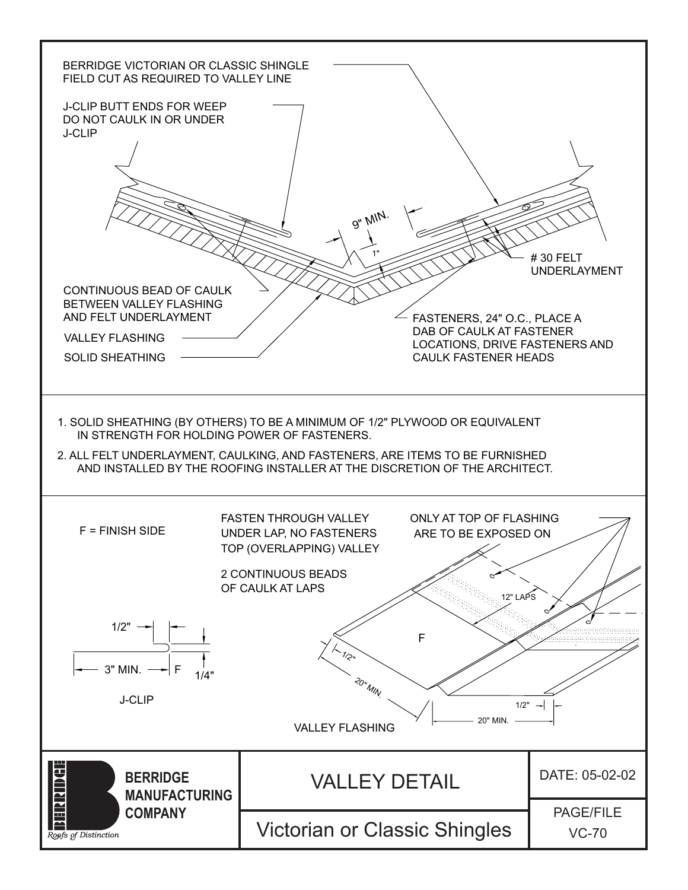BERRIDGE VICTORIAN OR CLASSIC SHINGLE FIELD CUT AS REQUIRED TO VALLEY LINE

J-CLIP BUTT ENDS FOR WEEP DO NOT CAULK IN OR UNDER J-CLIP

9" MIN.

1"

# 30 FELT UNDERLAYMENT

CONTINUOUS BEAD OF CAULK BETWEEN VALLEY FLASHING AND FELT UNDERLAYMENT

VALLEY FLASHING

SOLID SHEATHING

FASTENERS, 24" O.C., PLACE A DAB OF CAULK AT FASTENER LOCATIONS, DRIVE FASTENERS AND CAULK FASTENER HEADS

1. SOLID SHEATHING (BY OTHERS) TO BE A MINIMUM OF 1/2" PLYWOOD OR EQUIVALENT IN STRENGTH FOR HOLDING POWER OF FASTENERS.
2. ALL FELT UNDERLAYMENT, CAULKING, AND FASTENERS, ARE ITEMS TO BE FURNISHED AND INSTALLED BY THE ROOFING INSTALLER AT THE DISCRETION OF THE ARCHITECT.

F = FINISH SIDE

FASTEN THROUGH VALLEY UNDER LAP, NO FASTENERS TOP (OVERLAPPING) VALLEY

ONLY AT TOP OF FLASHING ARE TO BE EXPOSED ON

2 CONTINUOUS BEADS OF CAULK AT LAPS

12" LAPS

1/2"

3" MIN.

F

1/4"

J-CLIP

F

1/2"

20" MIN.

1/2"

20" MIN.

VALLEY FLASHING

BERRIDGE MANUFACTURING COMPANY

*Roofs of Distinction*

# VALLEY DETAIL

## Victorian or Classic Shingles

DATE: 05-02-02

PAGE/FILE VC-70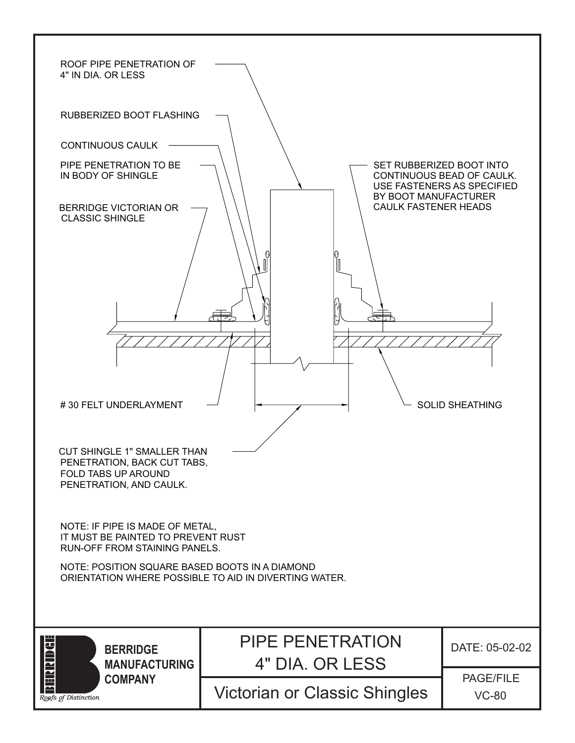ROOF PIPE PENETRATION OF 4" IN DIA. OR LESS

RUBBERIZED BOOT FLASHING

CONTINUOUS CAULK

PIPE PENETRATION TO BE IN BODY OF SHINGLE

BERRIDGE VICTORIAN OR CLASSIC SHINGLE

SET RUBBERIZED BOOT INTO CONTINUOUS BEAD OF CAULK. USE FASTENERS AS SPECIFIED BY BOOT MANUFACTURER CAULK FASTENER HEADS

# 30 FELT UNDERLAYMENT

SOLID SHEATHING

CUT SHINGLE 1" SMALLER THAN PENETRATION, BACK CUT TABS, FOLD TABS UP AROUND PENETRATION, AND CAULK.

NOTE: IF PIPE IS MADE OF METAL, IT MUST BE PAINTED TO PREVENT RUST RUN-OFF FROM STAINING PANELS.

NOTE: POSITION SQUARE BASED BOOTS IN A DIAMOND ORIENTATION WHERE POSSIBLE TO AID IN DIVERTING WATER.

| | | |
|---|---|---|
| **BERRIDGE MANUFACTURING COMPANY** *Roofs of Distinction* | PIPE PENETRATION 4" DIA. OR LESS | DATE: 05-02-02 |
| | Victorian or Classic Shingles | PAGE/FILE VC-80 |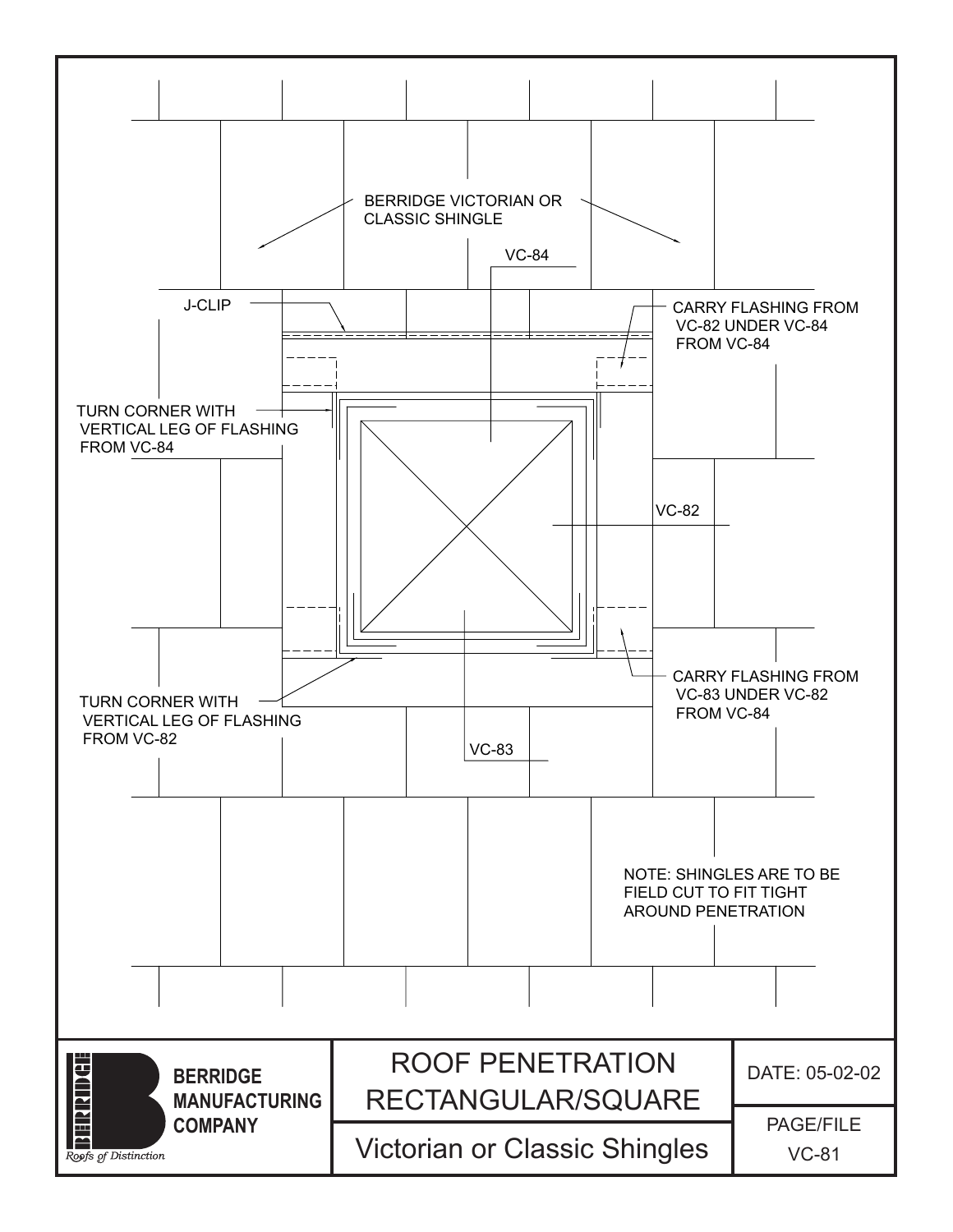BERRIDGE VICTORIAN OR CLASSIC SHINGLE

VC-84

J-CLIP

CARRY FLASHING FROM VC-82 UNDER VC-84 FROM VC-84

TURN CORNER WITH VERTICAL LEG OF FLASHING FROM VC-84

VC-82

CARRY FLASHING FROM VC-83 UNDER VC-82 FROM VC-84

TURN CORNER WITH VERTICAL LEG OF FLASHING FROM VC-82

VC-83

NOTE: SHINGLES ARE TO BE FIELD CUT TO FIT TIGHT AROUND PENETRATION

**BERRIDGE MANUFACTURING COMPANY**

*Roofs of Distinction*

# ROOF PENETRATION RECTANGULAR/SQUARE

## Victorian or Classic Shingles

DATE: 05-02-02

PAGE/FILE VC-81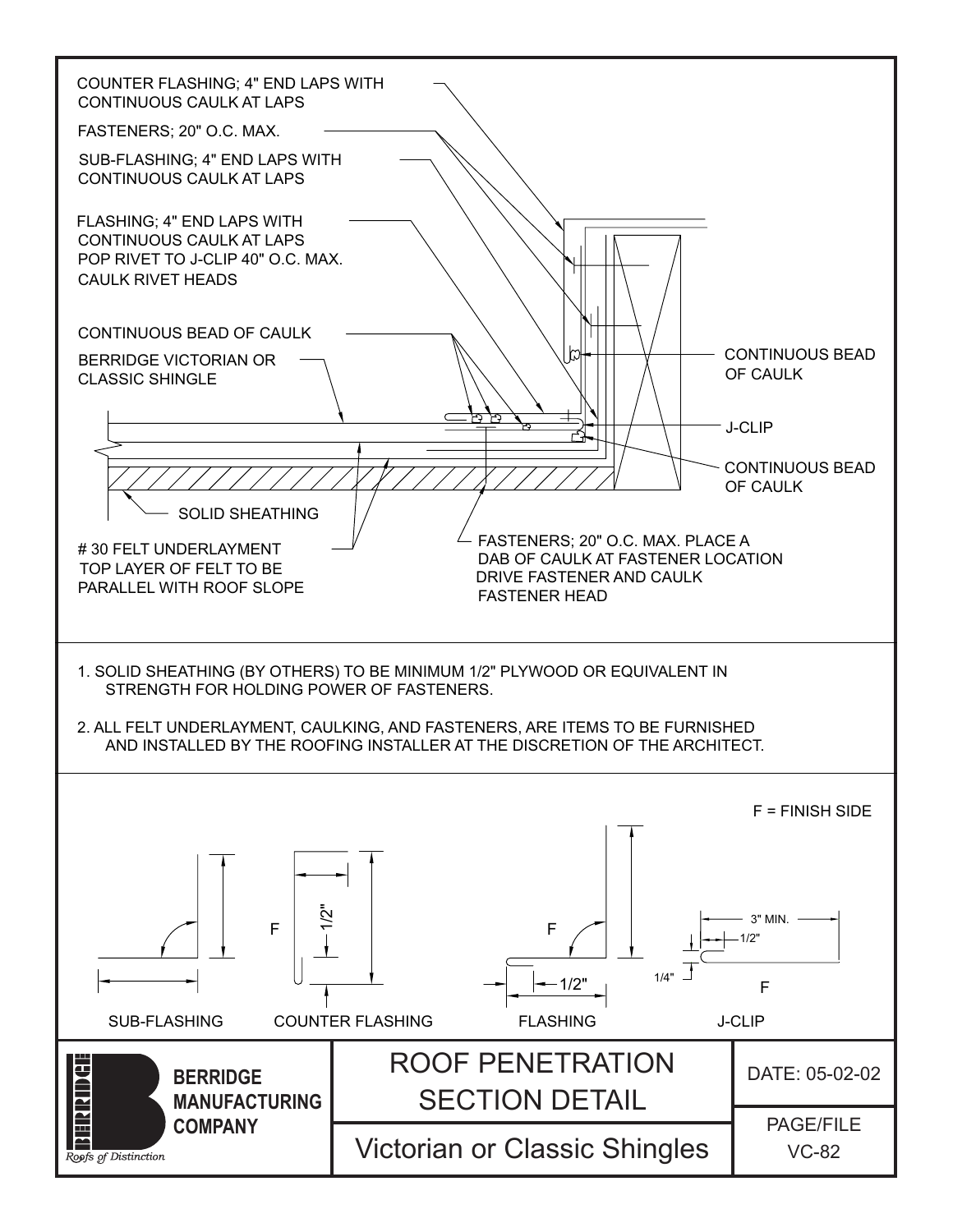COUNTER FLASHING; 4" END LAPS WITH CONTINUOUS CAULK AT LAPS

FASTENERS; 20" O.C. MAX.

SUB-FLASHING; 4" END LAPS WITH CONTINUOUS CAULK AT LAPS

FLASHING; 4" END LAPS WITH CONTINUOUS CAULK AT LAPS POP RIVET TO J-CLIP 40" O.C. MAX. CAULK RIVET HEADS

CONTINUOUS BEAD OF CAULK

BERRIDGE VICTORIAN OR CLASSIC SHINGLE

CONTINUOUS BEAD OF CAULK

J-CLIP

CONTINUOUS BEAD OF CAULK

SOLID SHEATHING

# 30 FELT UNDERLAYMENT TOP LAYER OF FELT TO BE PARALLEL WITH ROOF SLOPE

FASTENERS; 20" O.C. MAX. PLACE A DAB OF CAULK AT FASTENER LOCATION DRIVE FASTENER AND CAULK FASTENER HEAD

1. SOLID SHEATHING (BY OTHERS) TO BE MINIMUM 1/2" PLYWOOD OR EQUIVALENT IN STRENGTH FOR HOLDING POWER OF FASTENERS.

2. ALL FELT UNDERLAYMENT, CAULKING, AND FASTENERS, ARE ITEMS TO BE FURNISHED AND INSTALLED BY THE ROOFING INSTALLER AT THE DISCRETION OF THE ARCHITECT.

F = FINISH SIDE

F

1/2"

F

1/2"

3" MIN.

1/2"

1/4"

F

SUB-FLASHING

COUNTER FLASHING

FLASHING

J-CLIP

BERRIDGE MANUFACTURING COMPANY

*Roofs of Distinction*

# ROOF PENETRATION SECTION DETAIL

## Victorian or Classic Shingles

DATE: 05-02-02

PAGE/FILE VC-82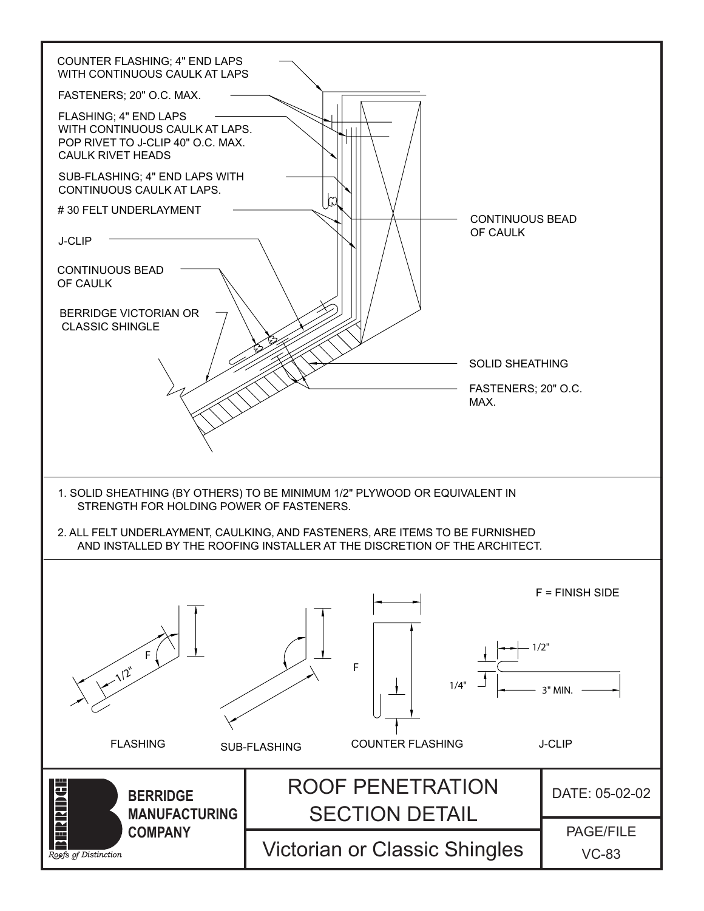COUNTER FLASHING; 4" END LAPS WITH CONTINUOUS CAULK AT LAPS

FASTENERS; 20" O.C. MAX.

FLASHING; 4" END LAPS WITH CONTINUOUS CAULK AT LAPS. POP RIVET TO J-CLIP 40" O.C. MAX. CAULK RIVET HEADS

SUB-FLASHING; 4" END LAPS WITH CONTINUOUS CAULK AT LAPS.

# 30 FELT UNDERLAYMENT

J-CLIP

CONTINUOUS BEAD OF CAULK

BERRIDGE VICTORIAN OR CLASSIC SHINGLE

CONTINUOUS BEAD OF CAULK

SOLID SHEATHING

FASTENERS; 20" O.C. MAX.

1. SOLID SHEATHING (BY OTHERS) TO BE MINIMUM 1/2" PLYWOOD OR EQUIVALENT IN STRENGTH FOR HOLDING POWER OF FASTENERS.

2. ALL FELT UNDERLAYMENT, CAULKING, AND FASTENERS, ARE ITEMS TO BE FURNISHED AND INSTALLED BY THE ROOFING INSTALLER AT THE DISCRETION OF THE ARCHITECT.

F = FINISH SIDE

FLASHING — F, 1/2"

SUB-FLASHING

COUNTER FLASHING — F

J-CLIP — 1/2", 1/4", 3" MIN.

**BERRIDGE MANUFACTURING COMPANY**

*Roofs of Distinction*

# ROOF PENETRATION SECTION DETAIL

## Victorian or Classic Shingles

DATE: 05-02-02

PAGE/FILE VC-83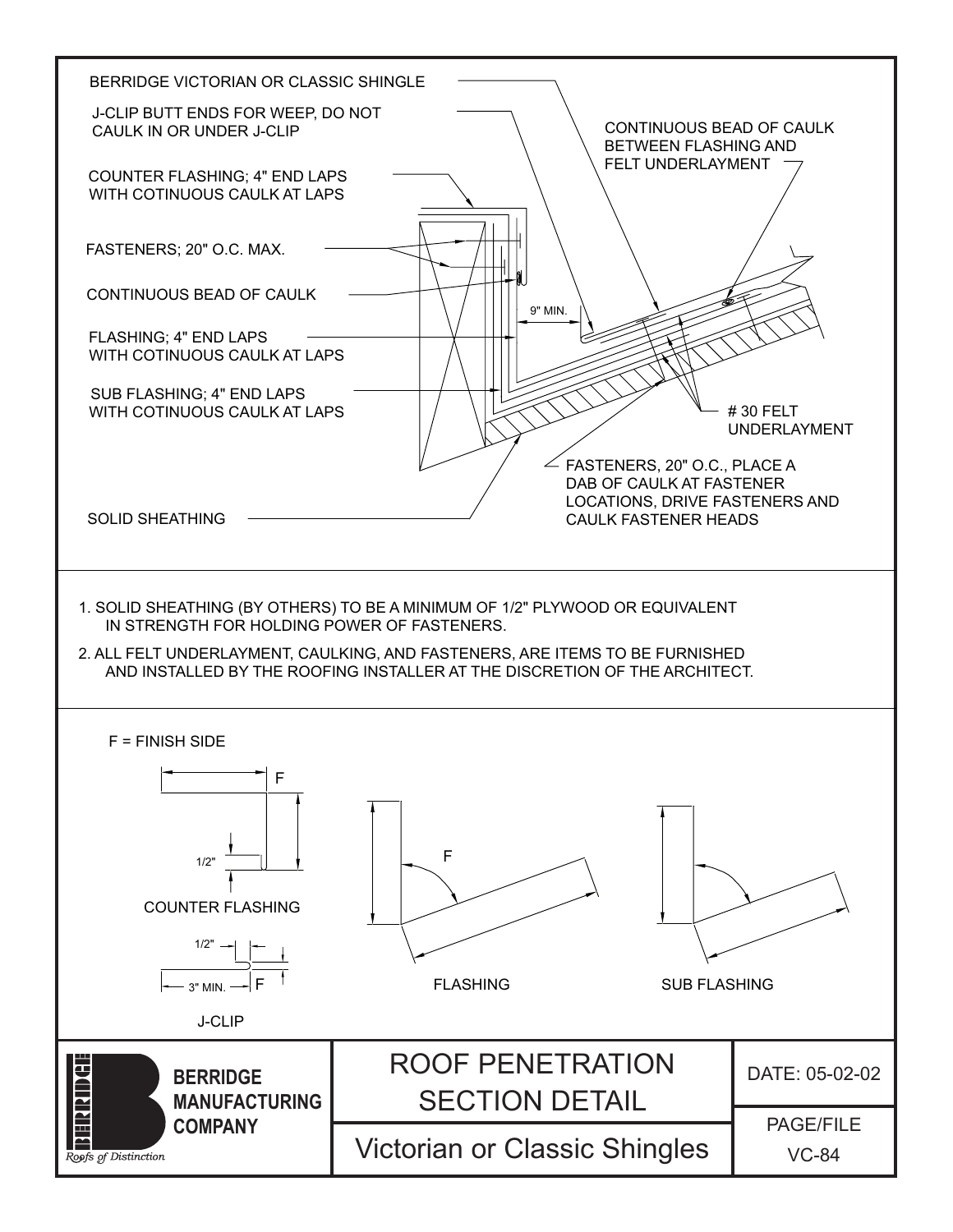BERRIDGE VICTORIAN OR CLASSIC SHINGLE

J-CLIP BUTT ENDS FOR WEEP, DO NOT CAULK IN OR UNDER J-CLIP

CONTINUOUS BEAD OF CAULK BETWEEN FLASHING AND FELT UNDERLAYMENT

COUNTER FLASHING; 4" END LAPS WITH COTINUOUS CAULK AT LAPS

FASTENERS; 20" O.C. MAX.

CONTINUOUS BEAD OF CAULK

9" MIN.

FLASHING; 4" END LAPS WITH COTINUOUS CAULK AT LAPS

SUB FLASHING; 4" END LAPS WITH COTINUOUS CAULK AT LAPS

# 30 FELT UNDERLAYMENT

FASTENERS, 20" O.C., PLACE A DAB OF CAULK AT FASTENER LOCATIONS, DRIVE FASTENERS AND CAULK FASTENER HEADS

SOLID SHEATHING

1. SOLID SHEATHING (BY OTHERS) TO BE A MINIMUM OF 1/2" PLYWOOD OR EQUIVALENT IN STRENGTH FOR HOLDING POWER OF FASTENERS.
2. ALL FELT UNDERLAYMENT, CAULKING, AND FASTENERS, ARE ITEMS TO BE FURNISHED AND INSTALLED BY THE ROOFING INSTALLER AT THE DISCRETION OF THE ARCHITECT.

F = FINISH SIDE

F

1/2"

COUNTER FLASHING

1/2"

3" MIN.

F

J-CLIP

F

FLASHING

SUB FLASHING

**BERRIDGE MANUFACTURING COMPANY**

*Roofs of Distinction*

ROOF PENETRATION SECTION DETAIL

Victorian or Classic Shingles

DATE: 05-02-02

PAGE/FILE VC-84